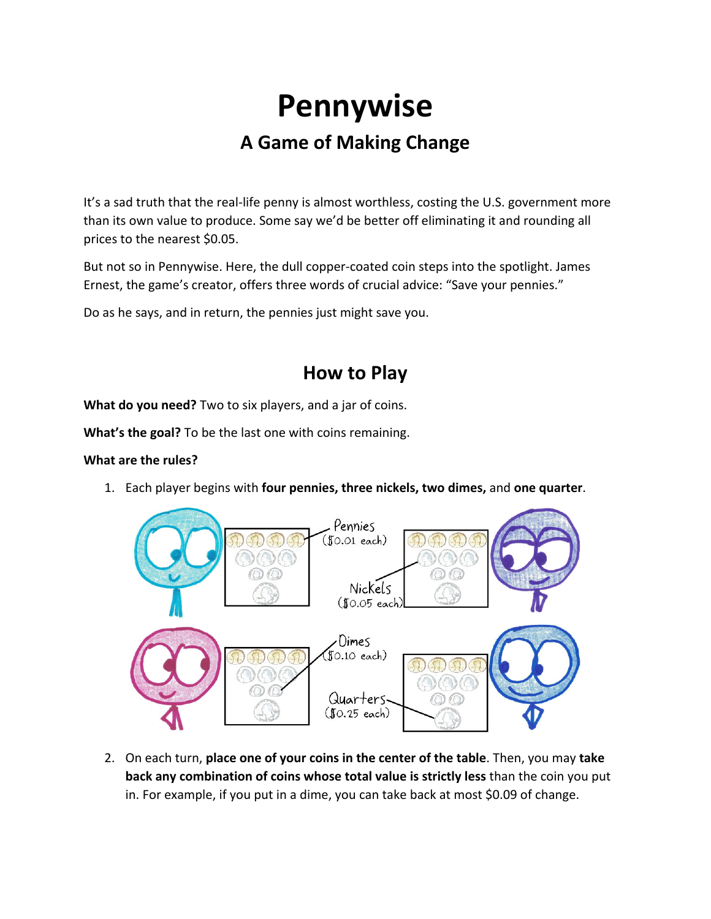# Pennywise

## A Game of Making Change

It's a sad truth that the real-life penny is almost worthless, costing the U.S. government more than its own value to produce. Some say we'd be better off eliminating it and rounding all prices to the nearest $0.05.

But not so in Pennywise. Here, the dull copper-coated coin steps into the spotlight. James Ernest, the game's creator, offers three words of crucial advice: "Save your pennies."

Do as he says, and in return, the pennies just might save you.

## How to Play

**What do you need?** Two to six players, and a jar of coins.

**What's the goal?** To be the last one with coins remaining.

**What are the rules?**

1. Each player begins with **four pennies, three nickels, two dimes,** and **one quarter**.

2. On each turn, **place one of your coins in the center of the table**. Then, you may **take back any combination of coins whose total value is strictly less** than the coin you put in. For example, if you put in a dime, you can take back at most $0.09 of change.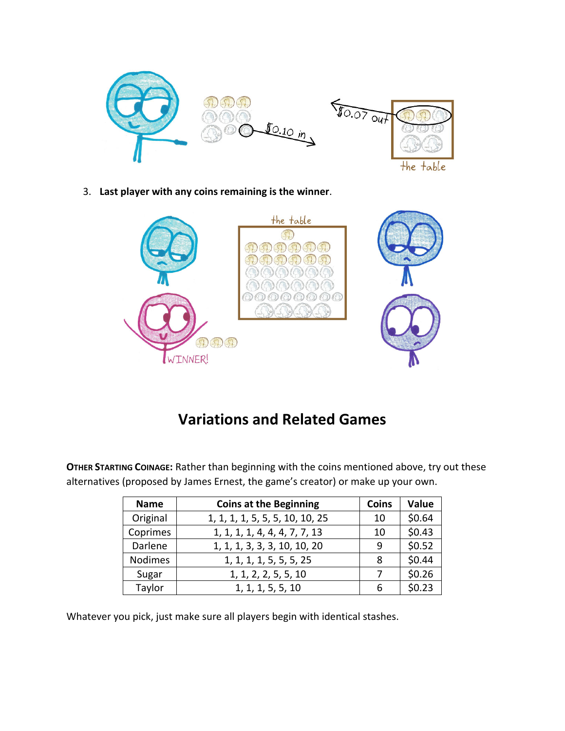3. **Last player with any coins remaining is the winner**.

## Variations and Related Games

**Other Starting Coinage:** Rather than beginning with the coins mentioned above, try out these alternatives (proposed by James Ernest, the game's creator) or make up your own.

| Name | Coins at the Beginning | Coins | Value |
|---|---|---|---|
| Original | 1, 1, 1, 1, 5, 5, 5, 10, 10, 25 | 10 | $0.64 |
| Coprimes | 1, 1, 1, 1, 4, 4, 4, 7, 7, 13 | 10 | $0.43 |
| Darlene | 1, 1, 1, 3, 3, 3, 10, 10, 20 | 9 | $0.52 |
| Nodimes | 1, 1, 1, 1, 5, 5, 5, 25 | 8 | $0.44 |
| Sugar | 1, 1, 2, 2, 5, 5, 10 | 7 | $0.26 |
| Taylor | 1, 1, 1, 5, 5, 10 | 6 | $0.23 |

Whatever you pick, just make sure all players begin with identical stashes.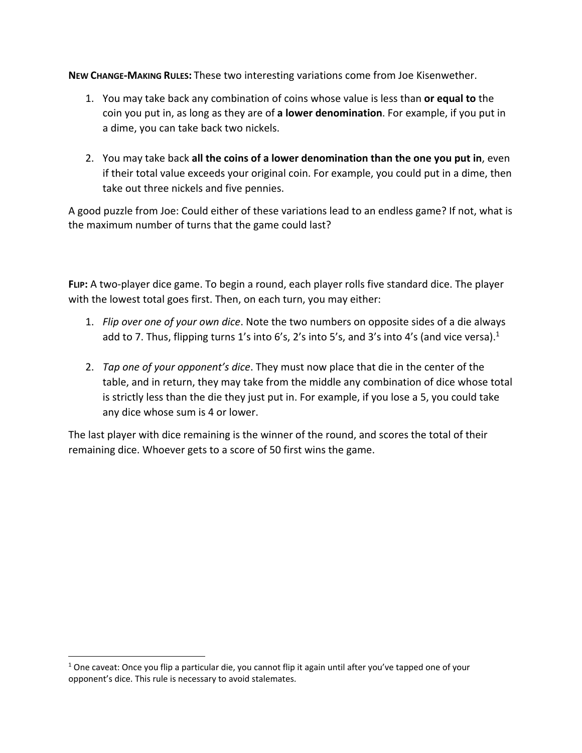**New Change-Making Rules:** These two interesting variations come from Joe Kisenwether.

1. You may take back any combination of coins whose value is less than **or equal to** the coin you put in, as long as they are of **a lower denomination**. For example, if you put in a dime, you can take back two nickels.

2. You may take back **all the coins of a lower denomination than the one you put in**, even if their total value exceeds your original coin. For example, you could put in a dime, then take out three nickels and five pennies.

A good puzzle from Joe: Could either of these variations lead to an endless game? If not, what is the maximum number of turns that the game could last?

**Flip:** A two-player dice game. To begin a round, each player rolls five standard dice. The player with the lowest total goes first. Then, on each turn, you may either:

1. *Flip over one of your own dice*. Note the two numbers on opposite sides of a die always add to 7. Thus, flipping turns 1's into 6's, 2's into 5's, and 3's into 4's (and vice versa).[1]

2. *Tap one of your opponent's dice*. They must now place that die in the center of the table, and in return, they may take from the middle any combination of dice whose total is strictly less than the die they just put in. For example, if you lose a 5, you could take any dice whose sum is 4 or lower.

The last player with dice remaining is the winner of the round, and scores the total of their remaining dice. Whoever gets to a score of 50 first wins the game.

[1] One caveat: Once you flip a particular die, you cannot flip it again until after you've tapped one of your opponent's dice. This rule is necessary to avoid stalemates.